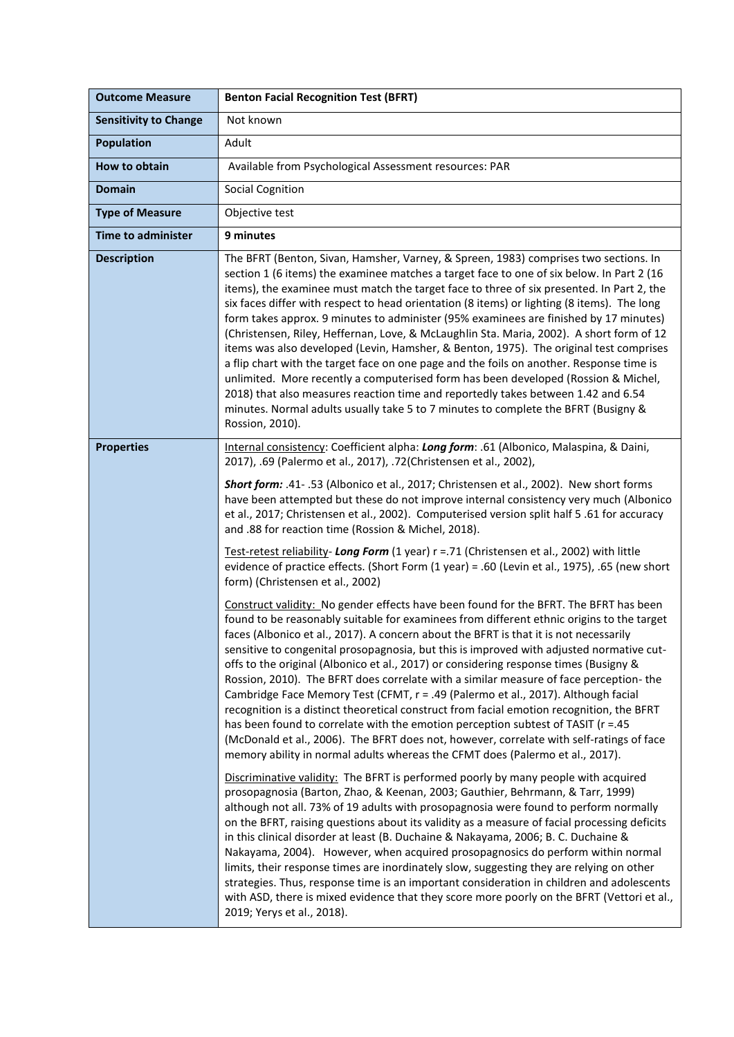| **Outcome Measure** | **Benton Facial Recognition Test (BFRT)** |
|---|---|
| **Sensitivity to Change** | Not known |
| **Population** | Adult |
| **How to obtain** | Available from Psychological Assessment resources: PAR |
| **Domain** | Social Cognition |
| **Type of Measure** | Objective test |
| **Time to administer** | **9 minutes** |
| **Description** | The BFRT (Benton, Sivan, Hamsher, Varney, & Spreen, 1983) comprises two sections. In section 1 (6 items) the examinee matches a target face to one of six below. In Part 2 (16 items), the examinee must match the target face to three of six presented. In Part 2, the six faces differ with respect to head orientation (8 items) or lighting (8 items). The long form takes approx. 9 minutes to administer (95% examinees are finished by 17 minutes) (Christensen, Riley, Heffernan, Love, & McLaughlin Sta. Maria, 2002). A short form of 12 items was also developed (Levin, Hamsher, & Benton, 1975). The original test comprises a flip chart with the target face on one page and the foils on another. Response time is unlimited. More recently a computerised form has been developed (Rossion & Michel, 2018) that also measures reaction time and reportedly takes between 1.42 and 6.54 minutes. Normal adults usually take 5 to 7 minutes to complete the BFRT (Busigny & Rossion, 2010). |
| **Properties** | Internal consistency: Coefficient alpha: ***Long form***: .61 (Albonico, Malaspina, & Daini, 2017), .69 (Palermo et al., 2017), .72(Christensen et al., 2002),<br><br>***Short form:*** .41- .53 (Albonico et al., 2017; Christensen et al., 2002). New short forms have been attempted but these do not improve internal consistency very much (Albonico et al., 2017; Christensen et al., 2002). Computerised version split half 5 .61 for accuracy and .88 for reaction time (Rossion & Michel, 2018).<br><br>Test-retest reliability- ***Long Form*** (1 year) r =.71 (Christensen et al., 2002) with little evidence of practice effects. (Short Form (1 year) = .60 (Levin et al., 1975), .65 (new short form) (Christensen et al., 2002)<br><br>Construct validity: No gender effects have been found for the BFRT. The BFRT has been found to be reasonably suitable for examinees from different ethnic origins to the target faces (Albonico et al., 2017). A concern about the BFRT is that it is not necessarily sensitive to congenital prosopagnosia, but this is improved with adjusted normative cut-offs to the original (Albonico et al., 2017) or considering response times (Busigny & Rossion, 2010). The BFRT does correlate with a similar measure of face perception- the Cambridge Face Memory Test (CFMT, r = .49 (Palermo et al., 2017). Although facial recognition is a distinct theoretical construct from facial emotion recognition, the BFRT has been found to correlate with the emotion perception subtest of TASIT (r =.45 (McDonald et al., 2006). The BFRT does not, however, correlate with self-ratings of face memory ability in normal adults whereas the CFMT does (Palermo et al., 2017).<br><br>Discriminative validity: The BFRT is performed poorly by many people with acquired prosopagnosia (Barton, Zhao, & Keenan, 2003; Gauthier, Behrmann, & Tarr, 1999) although not all. 73% of 19 adults with prosopagnosia were found to perform normally on the BFRT, raising questions about its validity as a measure of facial processing deficits in this clinical disorder at least (B. Duchaine & Nakayama, 2006; B. C. Duchaine & Nakayama, 2004). However, when acquired prosopagnosics do perform within normal limits, their response times are inordinately slow, suggesting they are relying on other strategies. Thus, response time is an important consideration in children and adolescents with ASD, there is mixed evidence that they score more poorly on the BFRT (Vettori et al., 2019; Yerys et al., 2018). |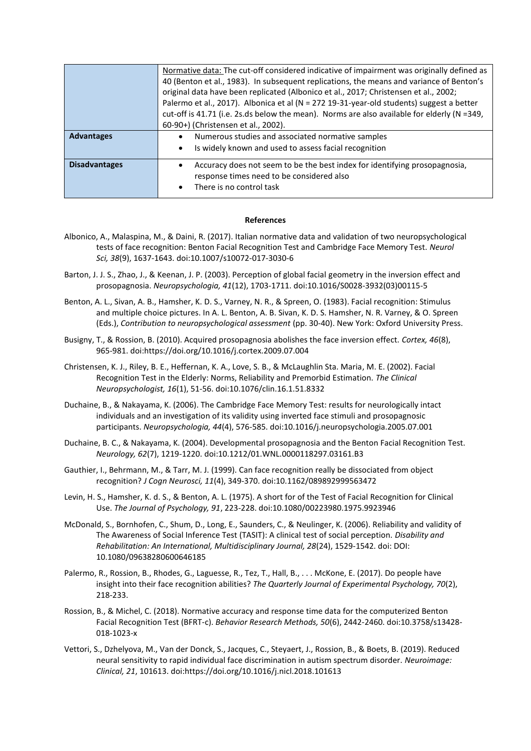| | |
|---|---|
| | Normative data: The cut-off considered indicative of impairment was originally defined as 40 (Benton et al., 1983). In subsequent replications, the means and variance of Benton's original data have been replicated (Albonico et al., 2017; Christensen et al., 2002; Palermo et al., 2017). Albonica et al (N = 272 19-31-year-old students) suggest a better cut-off is 41.71 (i.e. 2s.ds below the mean). Norms are also available for elderly (N =349, 60-90+) (Christensen et al., 2002). |
| **Advantages** | • Numerous studies and associated normative samples<br>• Is widely known and used to assess facial recognition |
| **Disadvantages** | • Accuracy does not seem to be the best index for identifying prosopagnosia, response times need to be considered also<br>• There is no control task |

**References**

Albonico, A., Malaspina, M., & Daini, R. (2017). Italian normative data and validation of two neuropsychological tests of face recognition: Benton Facial Recognition Test and Cambridge Face Memory Test. *Neurol Sci, 38*(9), 1637-1643. doi:10.1007/s10072-017-3030-6

Barton, J. J. S., Zhao, J., & Keenan, J. P. (2003). Perception of global facial geometry in the inversion effect and prosopagnosia. *Neuropsychologia, 41*(12), 1703-1711. doi:10.1016/S0028-3932(03)00115-5

Benton, A. L., Sivan, A. B., Hamsher, K. D. S., Varney, N. R., & Spreen, O. (1983). Facial recognition: Stimulus and multiple choice pictures. In A. L. Benton, A. B. Sivan, K. D. S. Hamsher, N. R. Varney, & O. Spreen (Eds.), *Contribution to neuropsychological assessment* (pp. 30-40). New York: Oxford University Press.

Busigny, T., & Rossion, B. (2010). Acquired prosopagnosia abolishes the face inversion effect. *Cortex, 46*(8), 965-981. doi:https://doi.org/10.1016/j.cortex.2009.07.004

Christensen, K. J., Riley, B. E., Heffernan, K. A., Love, S. B., & McLaughlin Sta. Maria, M. E. (2002). Facial Recognition Test in the Elderly: Norms, Reliability and Premorbid Estimation. *The Clinical Neuropsychologist, 16*(1), 51-56. doi:10.1076/clin.16.1.51.8332

Duchaine, B., & Nakayama, K. (2006). The Cambridge Face Memory Test: results for neurologically intact individuals and an investigation of its validity using inverted face stimuli and prosopagnosic participants. *Neuropsychologia, 44*(4), 576-585. doi:10.1016/j.neuropsychologia.2005.07.001

Duchaine, B. C., & Nakayama, K. (2004). Developmental prosopagnosia and the Benton Facial Recognition Test. *Neurology, 62*(7), 1219-1220. doi:10.1212/01.WNL.0000118297.03161.B3

Gauthier, I., Behrmann, M., & Tarr, M. J. (1999). Can face recognition really be dissociated from object recognition? *J Cogn Neurosci, 11*(4), 349-370. doi:10.1162/089892999563472

Levin, H. S., Hamsher, K. d. S., & Benton, A. L. (1975). A short for of the Test of Facial Recognition for Clinical Use. *The Journal of Psychology, 91*, 223-228. doi:10.1080/00223980.1975.9923946

McDonald, S., Bornhofen, C., Shum, D., Long, E., Saunders, C., & Neulinger, K. (2006). Reliability and validity of The Awareness of Social Inference Test (TASIT): A clinical test of social perception. *Disability and Rehabilitation: An International, Multidisciplinary Journal, 28*(24), 1529-1542. doi: DOI: 10.1080/09638280600646185

Palermo, R., Rossion, B., Rhodes, G., Laguesse, R., Tez, T., Hall, B., . . . McKone, E. (2017). Do people have insight into their face recognition abilities? *The Quarterly Journal of Experimental Psychology, 70*(2), 218-233.

Rossion, B., & Michel, C. (2018). Normative accuracy and response time data for the computerized Benton Facial Recognition Test (BFRT-c). *Behavior Research Methods, 50*(6), 2442-2460. doi:10.3758/s13428-018-1023-x

Vettori, S., Dzhelyova, M., Van der Donck, S., Jacques, C., Steyaert, J., Rossion, B., & Boets, B. (2019). Reduced neural sensitivity to rapid individual face discrimination in autism spectrum disorder. *Neuroimage: Clinical, 21*, 101613. doi:https://doi.org/10.1016/j.nicl.2018.101613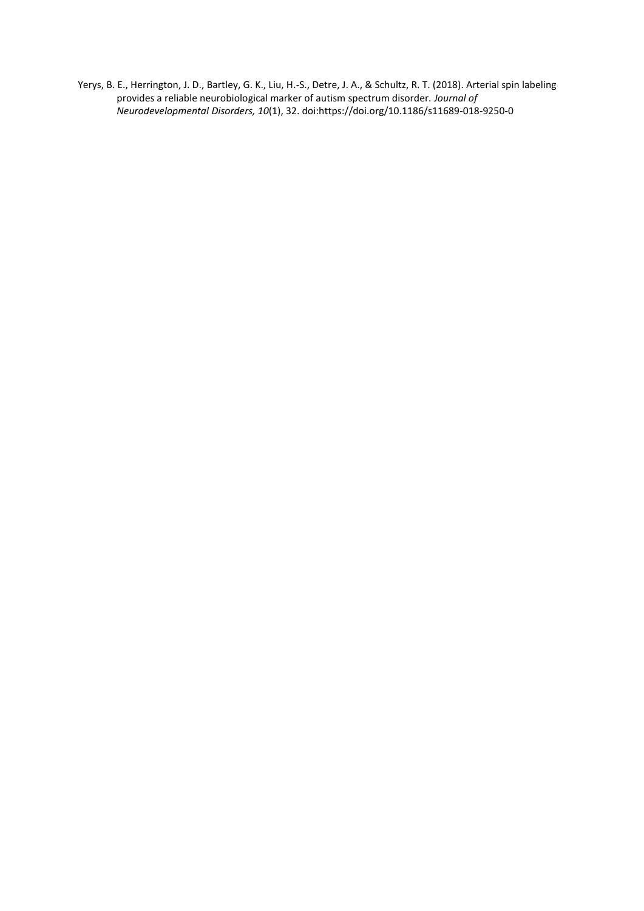Yerys, B. E., Herrington, J. D., Bartley, G. K., Liu, H.-S., Detre, J. A., & Schultz, R. T. (2018). Arterial spin labeling provides a reliable neurobiological marker of autism spectrum disorder. *Journal of Neurodevelopmental Disorders, 10*(1), 32. doi:https://doi.org/10.1186/s11689-018-9250-0